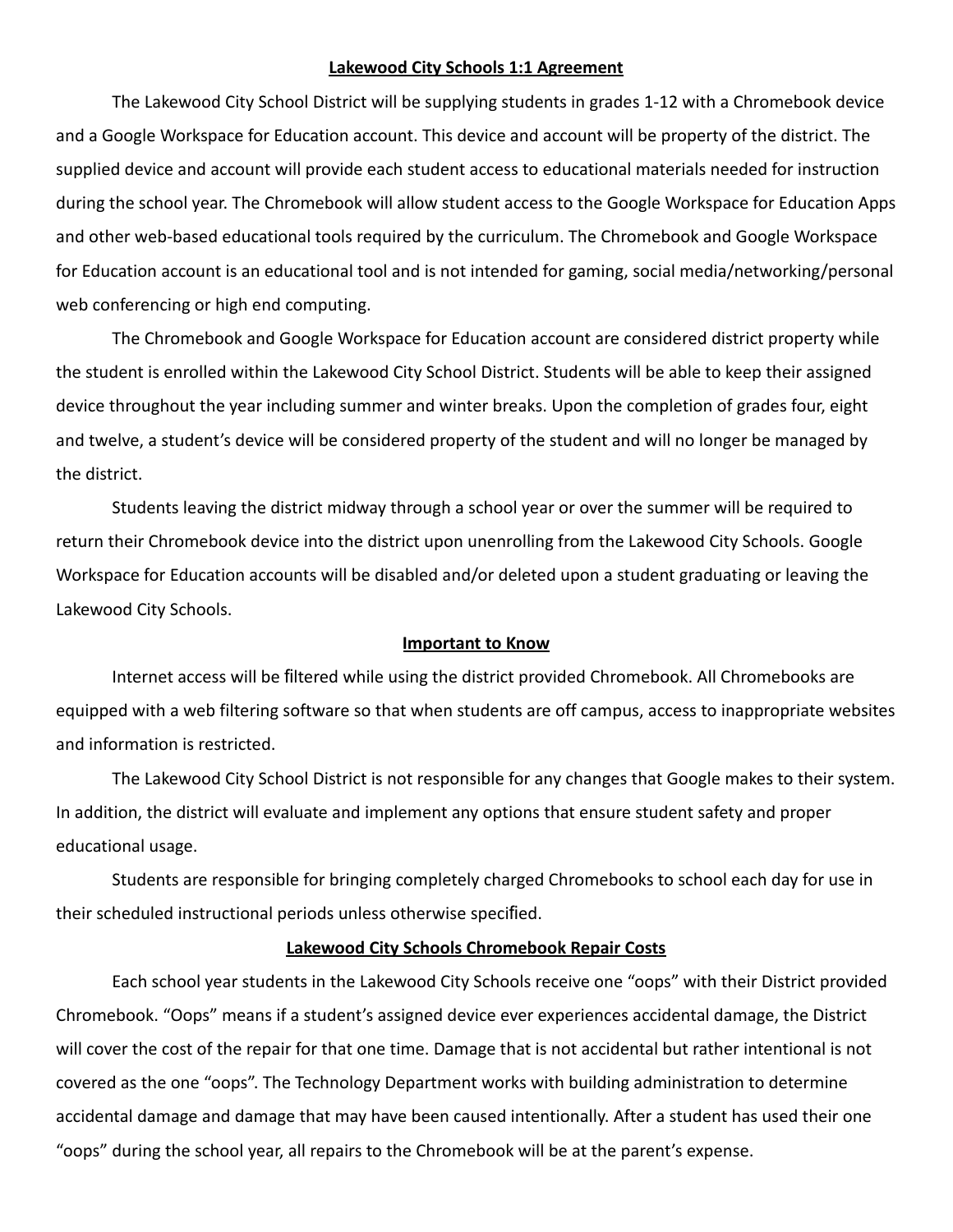## Lakewood City Schools 1:1 Agreement

The Lakewood City School District will be supplying students in grades 1-12 with a Chromebook device and a Google Workspace for Education account. This device and account will be property of the district. The supplied device and account will provide each student access to educational materials needed for instruction during the school year. The Chromebook will allow student access to the Google Workspace for Education Apps and other web-based educational tools required by the curriculum. The Chromebook and Google Workspace for Education account is an educational tool and is not intended for gaming, social media/networking/personal web conferencing or high end computing.

The Chromebook and Google Workspace for Education account are considered district property while the student is enrolled within the Lakewood City School District. Students will be able to keep their assigned device throughout the year including summer and winter breaks. Upon the completion of grades four, eight and twelve, a student's device will be considered property of the student and will no longer be managed by the district.

Students leaving the district midway through a school year or over the summer will be required to return their Chromebook device into the district upon unenrolling from the Lakewood City Schools. Google Workspace for Education accounts will be disabled and/or deleted upon a student graduating or leaving the Lakewood City Schools.

## Important to Know

Internet access will be filtered while using the district provided Chromebook. All Chromebooks are equipped with a web filtering software so that when students are off campus, access to inappropriate websites and information is restricted.

The Lakewood City School District is not responsible for any changes that Google makes to their system. In addition, the district will evaluate and implement any options that ensure student safety and proper educational usage.

Students are responsible for bringing completely charged Chromebooks to school each day for use in their scheduled instructional periods unless otherwise specified.

## Lakewood City Schools Chromebook Repair Costs

Each school year students in the Lakewood City Schools receive one "oops" with their District provided Chromebook. "Oops" means if a student's assigned device ever experiences accidental damage, the District will cover the cost of the repair for that one time. Damage that is not accidental but rather intentional is not covered as the one "oops". The Technology Department works with building administration to determine accidental damage and damage that may have been caused intentionally. After a student has used their one "oops" during the school year, all repairs to the Chromebook will be at the parent's expense.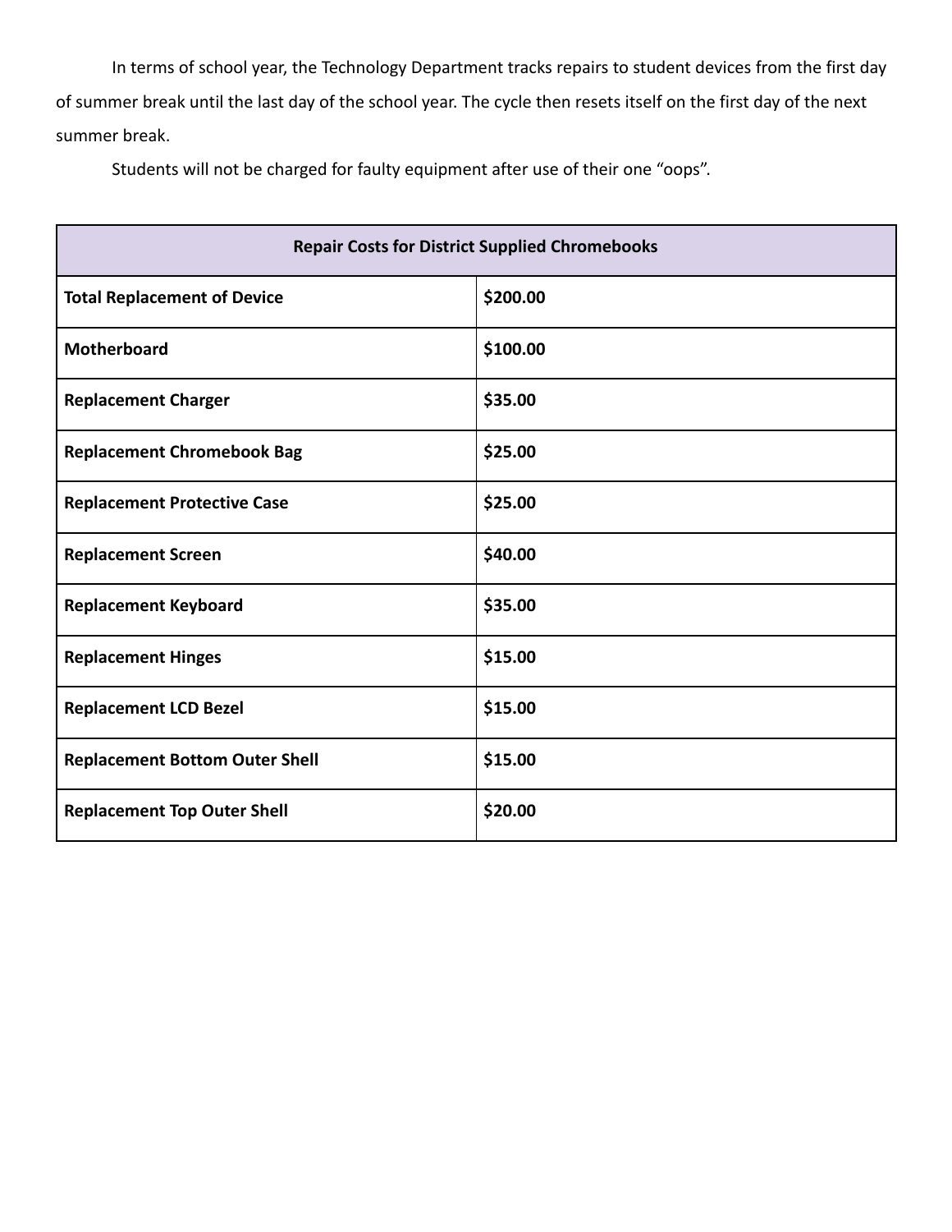In terms of school year, the Technology Department tracks repairs to student devices from the first day of summer break until the last day of the school year. The cycle then resets itself on the first day of the next summer break.

Students will not be charged for faulty equipment after use of their one "oops".

| **Repair Costs for District Supplied Chromebooks** | |
|---|---|
| **Total Replacement of Device** | **$200.00** |
| **Motherboard** | **$100.00** |
| **Replacement Charger** | **$35.00** |
| **Replacement Chromebook Bag** | **$25.00** |
| **Replacement Protective Case** | **$25.00** |
| **Replacement Screen** | **$40.00** |
| **Replacement Keyboard** | **$35.00** |
| **Replacement Hinges** | **$15.00** |
| **Replacement LCD Bezel** | **$15.00** |
| **Replacement Bottom Outer Shell** | **$15.00** |
| **Replacement Top Outer Shell** | **$20.00** |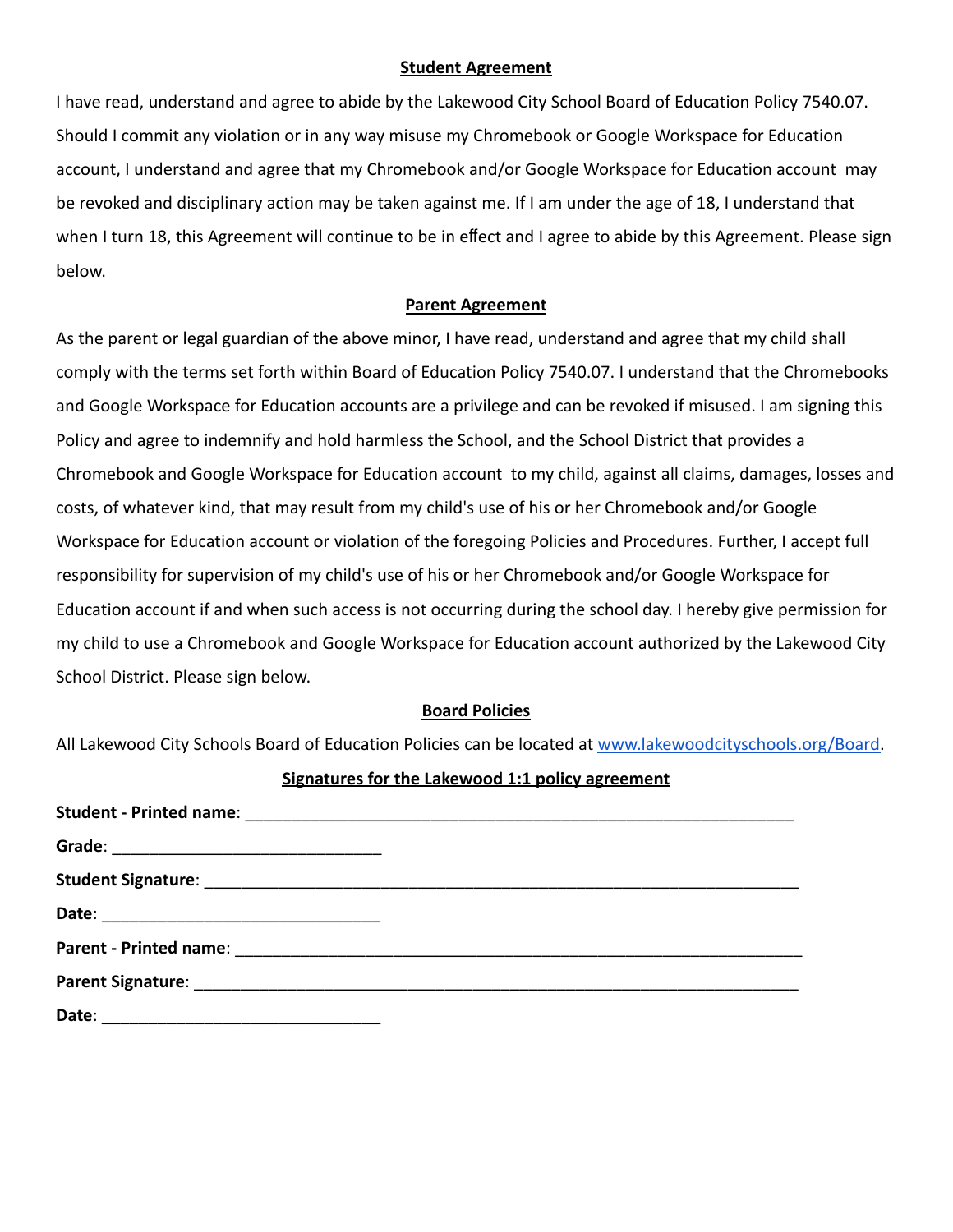## Student Agreement

I have read, understand and agree to abide by the Lakewood City School Board of Education Policy 7540.07. Should I commit any violation or in any way misuse my Chromebook or Google Workspace for Education account, I understand and agree that my Chromebook and/or Google Workspace for Education account may be revoked and disciplinary action may be taken against me. If I am under the age of 18, I understand that when I turn 18, this Agreement will continue to be in effect and I agree to abide by this Agreement. Please sign below.

## Parent Agreement

As the parent or legal guardian of the above minor, I have read, understand and agree that my child shall comply with the terms set forth within Board of Education Policy 7540.07. I understand that the Chromebooks and Google Workspace for Education accounts are a privilege and can be revoked if misused. I am signing this Policy and agree to indemnify and hold harmless the School, and the School District that provides a Chromebook and Google Workspace for Education account to my child, against all claims, damages, losses and costs, of whatever kind, that may result from my child's use of his or her Chromebook and/or Google Workspace for Education account or violation of the foregoing Policies and Procedures. Further, I accept full responsibility for supervision of my child's use of his or her Chromebook and/or Google Workspace for Education account if and when such access is not occurring during the school day. I hereby give permission for my child to use a Chromebook and Google Workspace for Education account authorized by the Lakewood City School District. Please sign below.

## Board Policies

All Lakewood City Schools Board of Education Policies can be located at [www.lakewoodcityschools.org/Board](http://www.lakewoodcityschools.org/Board).

## Signatures for the Lakewood 1:1 policy agreement

**Student - Printed name**: ______________________________________________________________

**Grade**: ______________________________

**Student Signature**: __________________________________________________________________

**Date**: _______________________________

**Parent - Printed name**: _______________________________________________________________

**Parent Signature**: ___________________________________________________________________

**Date**: _______________________________